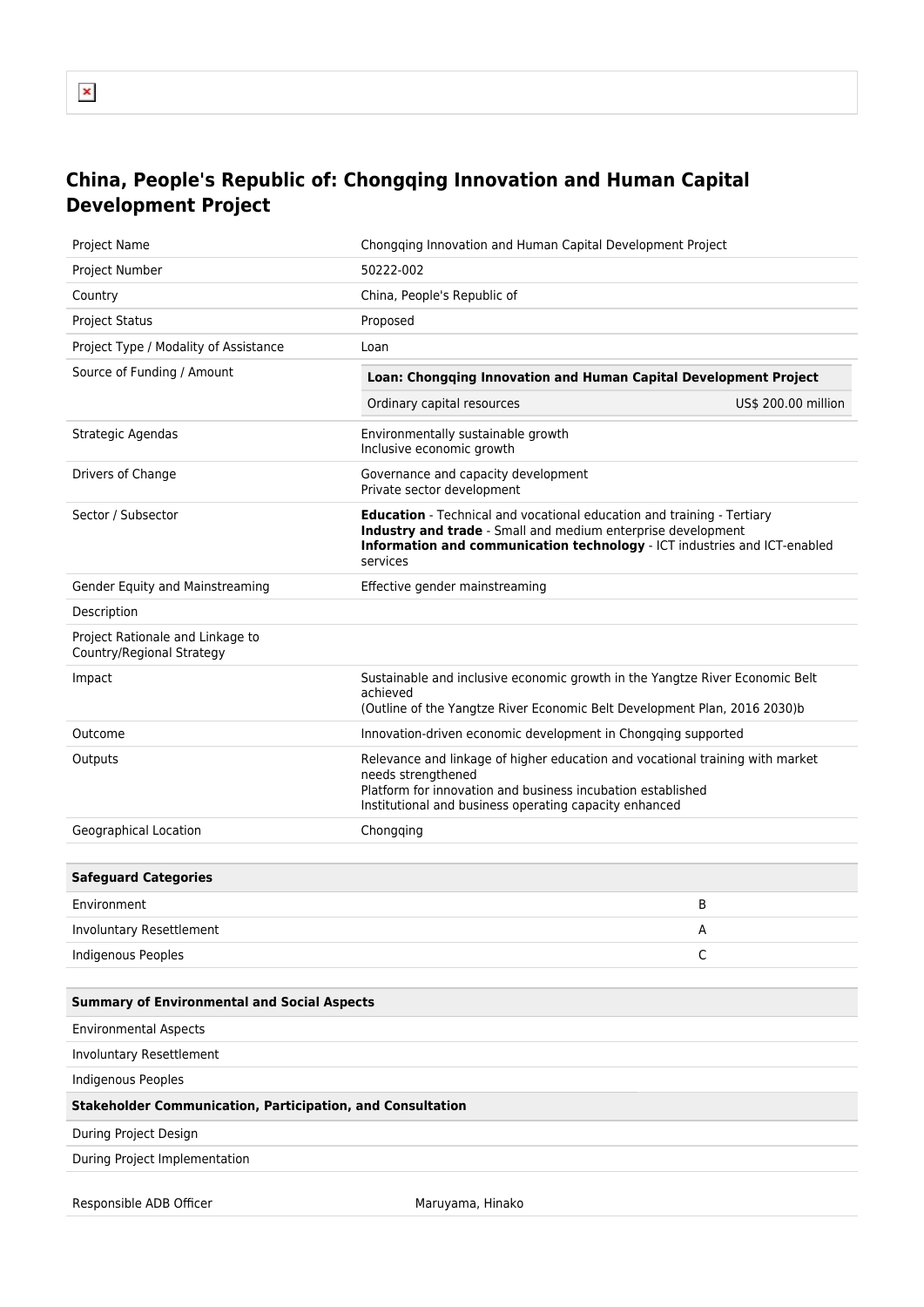# China, People's Republic of: Chongqing Innovation and Human Capital Development Project

| | |
|---|---|
| Project Name | Chongqing Innovation and Human Capital Development Project |
| Project Number | 50222-002 |
| Country | China, People's Republic of |
| Project Status | Proposed |
| Project Type / Modality of Assistance | Loan |
| Source of Funding / Amount | **Loan: Chongqing Innovation and Human Capital Development Project**<br>Ordinary capital resources US$ 200.00 million |
| Strategic Agendas | Environmentally sustainable growth<br>Inclusive economic growth |
| Drivers of Change | Governance and capacity development<br>Private sector development |
| Sector / Subsector | **Education** - Technical and vocational education and training - Tertiary<br>**Industry and trade** - Small and medium enterprise development<br>**Information and communication technology** - ICT industries and ICT-enabled services |
| Gender Equity and Mainstreaming | Effective gender mainstreaming |
| Description | |
| Project Rationale and Linkage to Country/Regional Strategy | |
| Impact | Sustainable and inclusive economic growth in the Yangtze River Economic Belt achieved<br>(Outline of the Yangtze River Economic Belt Development Plan, 2016 2030)b |
| Outcome | Innovation-driven economic development in Chongqing supported |
| Outputs | Relevance and linkage of higher education and vocational training with market needs strengthened<br>Platform for innovation and business incubation established<br>Institutional and business operating capacity enhanced |
| Geographical Location | Chongqing |

| **Safeguard Categories** | |
|---|---|
| Environment | B |
| Involuntary Resettlement | A |
| Indigenous Peoples | C |

| **Summary of Environmental and Social Aspects** |
|---|
| Environmental Aspects |
| Involuntary Resettlement |
| Indigenous Peoples |
| **Stakeholder Communication, Participation, and Consultation** |
| During Project Design |
| During Project Implementation |

| | |
|---|---|
| Responsible ADB Officer | Maruyama, Hinako |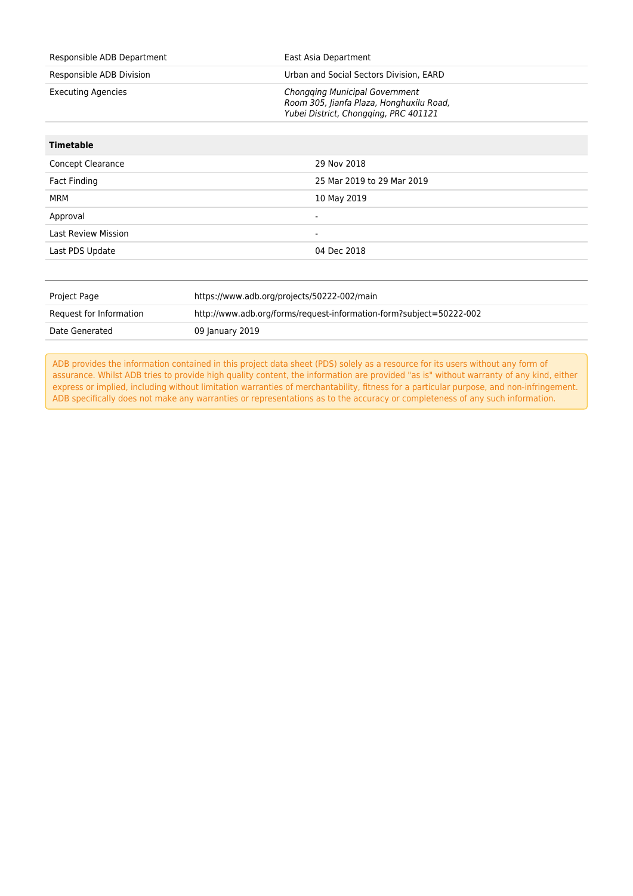| | |
|---|---|
| Responsible ADB Department | East Asia Department |
| Responsible ADB Division | Urban and Social Sectors Division, EARD |
| Executing Agencies | *Chongqing Municipal Government*<br>*Room 305, Jianfa Plaza, Honghuxilu Road,*<br>*Yubei District, Chongqing, PRC 401121* |

| **Timetable** | |
|---|---|
| Concept Clearance | 29 Nov 2018 |
| Fact Finding | 25 Mar 2019 to 29 Mar 2019 |
| MRM | 10 May 2019 |
| Approval | - |
| Last Review Mission | - |
| Last PDS Update | 04 Dec 2018 |

| | |
|---|---|
| Project Page | https://www.adb.org/projects/50222-002/main |
| Request for Information | http://www.adb.org/forms/request-information-form?subject=50222-002 |
| Date Generated | 09 January 2019 |

ADB provides the information contained in this project data sheet (PDS) solely as a resource for its users without any form of assurance. Whilst ADB tries to provide high quality content, the information are provided "as is" without warranty of any kind, either express or implied, including without limitation warranties of merchantability, fitness for a particular purpose, and non-infringement. ADB specifically does not make any warranties or representations as to the accuracy or completeness of any such information.